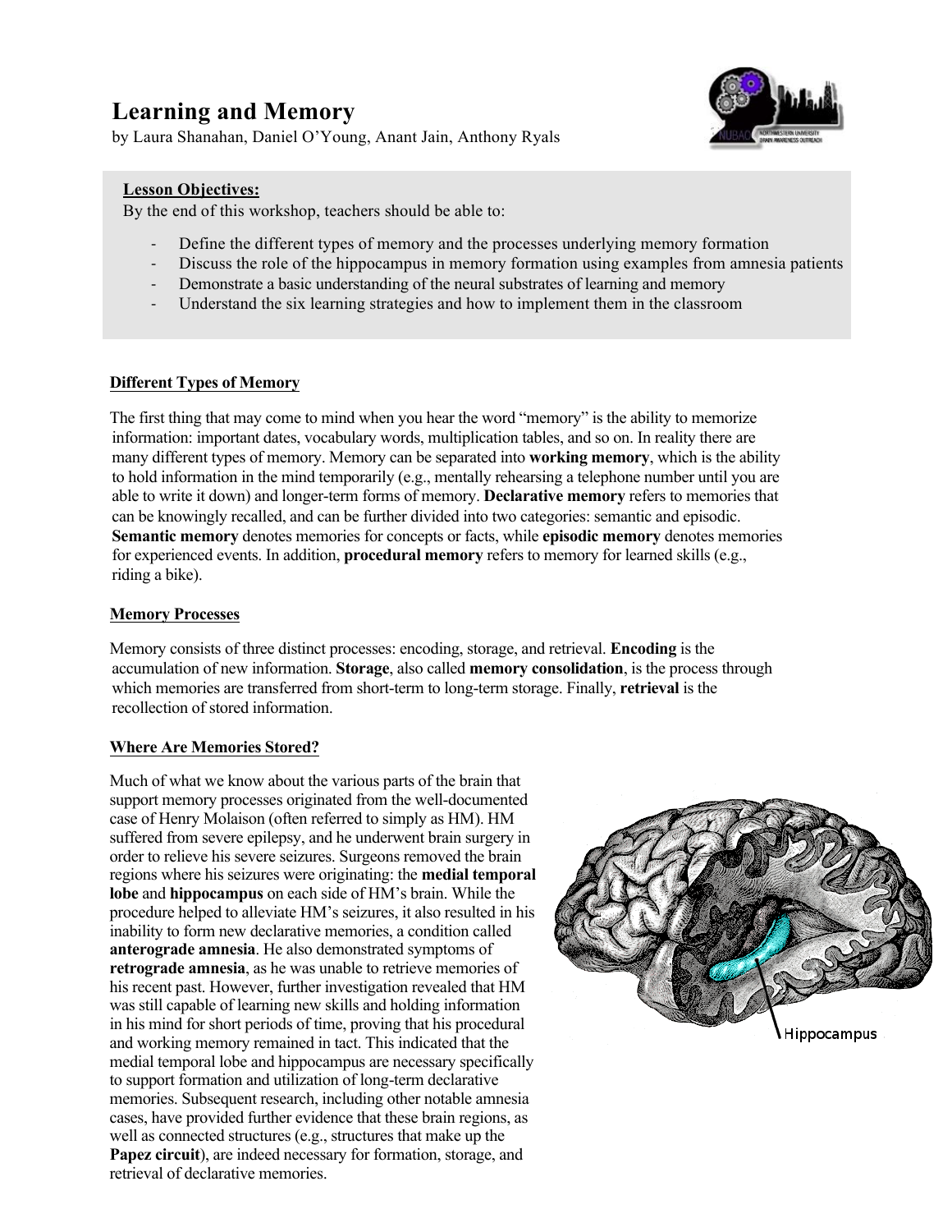# Learning and Memory

by Laura Shanahan, Daniel O'Young, Anant Jain, Anthony Ryals

**Lesson Objectives:**

By the end of this workshop, teachers should be able to:

- Define the different types of memory and the processes underlying memory formation
- Discuss the role of the hippocampus in memory formation using examples from amnesia patients
- Demonstrate a basic understanding of the neural substrates of learning and memory
- Understand the six learning strategies and how to implement them in the classroom

## Different Types of Memory

The first thing that may come to mind when you hear the word "memory" is the ability to memorize information: important dates, vocabulary words, multiplication tables, and so on. In reality there are many different types of memory. Memory can be separated into **working memory**, which is the ability to hold information in the mind temporarily (e.g., mentally rehearsing a telephone number until you are able to write it down) and longer-term forms of memory. **Declarative memory** refers to memories that can be knowingly recalled, and can be further divided into two categories: semantic and episodic. **Semantic memory** denotes memories for concepts or facts, while **episodic memory** denotes memories for experienced events. In addition, **procedural memory** refers to memory for learned skills (e.g., riding a bike).

## Memory Processes

Memory consists of three distinct processes: encoding, storage, and retrieval. **Encoding** is the accumulation of new information. **Storage**, also called **memory consolidation**, is the process through which memories are transferred from short-term to long-term storage. Finally, **retrieval** is the recollection of stored information.

## Where Are Memories Stored?

Much of what we know about the various parts of the brain that support memory processes originated from the well-documented case of Henry Molaison (often referred to simply as HM). HM suffered from severe epilepsy, and he underwent brain surgery in order to relieve his severe seizures. Surgeons removed the brain regions where his seizures were originating: the **medial temporal lobe** and **hippocampus** on each side of HM's brain. While the procedure helped to alleviate HM's seizures, it also resulted in his inability to form new declarative memories, a condition called **anterograde amnesia**. He also demonstrated symptoms of **retrograde amnesia**, as he was unable to retrieve memories of his recent past. However, further investigation revealed that HM was still capable of learning new skills and holding information in his mind for short periods of time, proving that his procedural and working memory remained in tact. This indicated that the medial temporal lobe and hippocampus are necessary specifically to support formation and utilization of long-term declarative memories. Subsequent research, including other notable amnesia cases, have provided further evidence that these brain regions, as well as connected structures (e.g., structures that make up the **Papez circuit**), are indeed necessary for formation, storage, and retrieval of declarative memories.

Hippocampus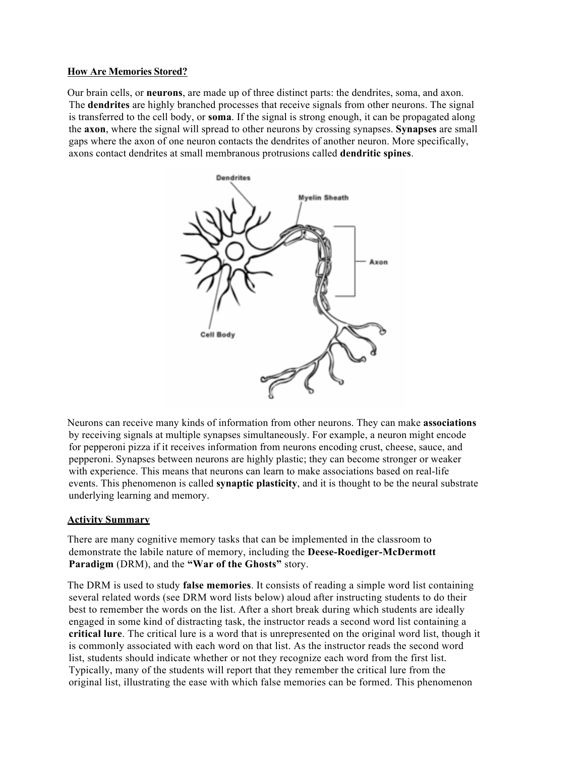**How Are Memories Stored?**

Our brain cells, or **neurons**, are made up of three distinct parts: the dendrites, soma, and axon. The **dendrites** are highly branched processes that receive signals from other neurons. The signal is transferred to the cell body, or **soma**. If the signal is strong enough, it can be propagated along the **axon**, where the signal will spread to other neurons by crossing synapses. **Synapses** are small gaps where the axon of one neuron contacts the dendrites of another neuron. More specifically, axons contact dendrites at small membranous protrusions called **dendritic spines**.

Neurons can receive many kinds of information from other neurons. They can make **associations** by receiving signals at multiple synapses simultaneously. For example, a neuron might encode for pepperoni pizza if it receives information from neurons encoding crust, cheese, sauce, and pepperoni. Synapses between neurons are highly plastic; they can become stronger or weaker with experience. This means that neurons can learn to make associations based on real-life events. This phenomenon is called **synaptic plasticity**, and it is thought to be the neural substrate underlying learning and memory.

**Activity Summary**

There are many cognitive memory tasks that can be implemented in the classroom to demonstrate the labile nature of memory, including the **Deese-Roediger-McDermott Paradigm** (DRM), and the **"War of the Ghosts"** story.

The DRM is used to study **false memories**. It consists of reading a simple word list containing several related words (see DRM word lists below) aloud after instructing students to do their best to remember the words on the list. After a short break during which students are ideally engaged in some kind of distracting task, the instructor reads a second word list containing a **critical lure**. The critical lure is a word that is unrepresented on the original word list, though it is commonly associated with each word on that list. As the instructor reads the second word list, students should indicate whether or not they recognize each word from the first list. Typically, many of the students will report that they remember the critical lure from the original list, illustrating the ease with which false memories can be formed. This phenomenon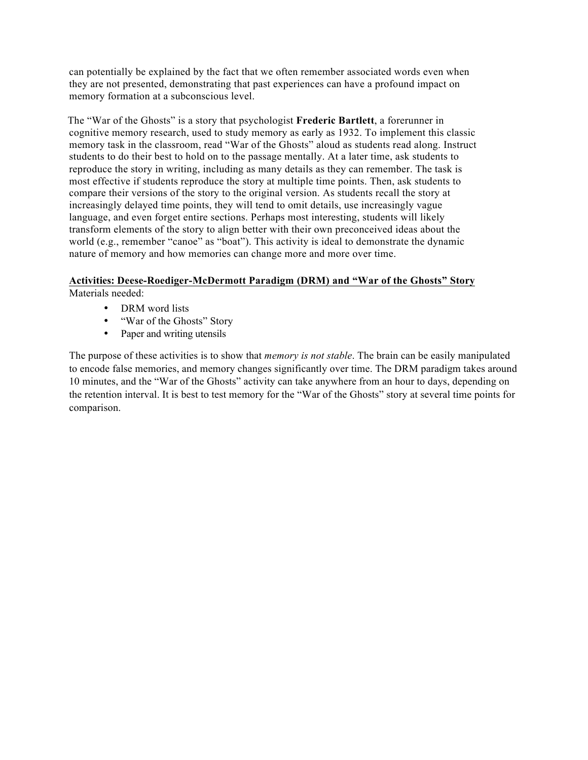can potentially be explained by the fact that we often remember associated words even when they are not presented, demonstrating that past experiences can have a profound impact on memory formation at a subconscious level.

The "War of the Ghosts" is a story that psychologist **Frederic Bartlett**, a forerunner in cognitive memory research, used to study memory as early as 1932. To implement this classic memory task in the classroom, read "War of the Ghosts" aloud as students read along. Instruct students to do their best to hold on to the passage mentally. At a later time, ask students to reproduce the story in writing, including as many details as they can remember. The task is most effective if students reproduce the story at multiple time points. Then, ask students to compare their versions of the story to the original version. As students recall the story at increasingly delayed time points, they will tend to omit details, use increasingly vague language, and even forget entire sections. Perhaps most interesting, students will likely transform elements of the story to align better with their own preconceived ideas about the world (e.g., remember "canoe" as "boat"). This activity is ideal to demonstrate the dynamic nature of memory and how memories can change more and more over time.

**Activities: Deese-Roediger-McDermott Paradigm (DRM) and "War of the Ghosts" Story**

Materials needed:

- DRM word lists
- "War of the Ghosts" Story
- Paper and writing utensils

The purpose of these activities is to show that *memory is not stable*. The brain can be easily manipulated to encode false memories, and memory changes significantly over time. The DRM paradigm takes around 10 minutes, and the "War of the Ghosts" activity can take anywhere from an hour to days, depending on the retention interval. It is best to test memory for the "War of the Ghosts" story at several time points for comparison.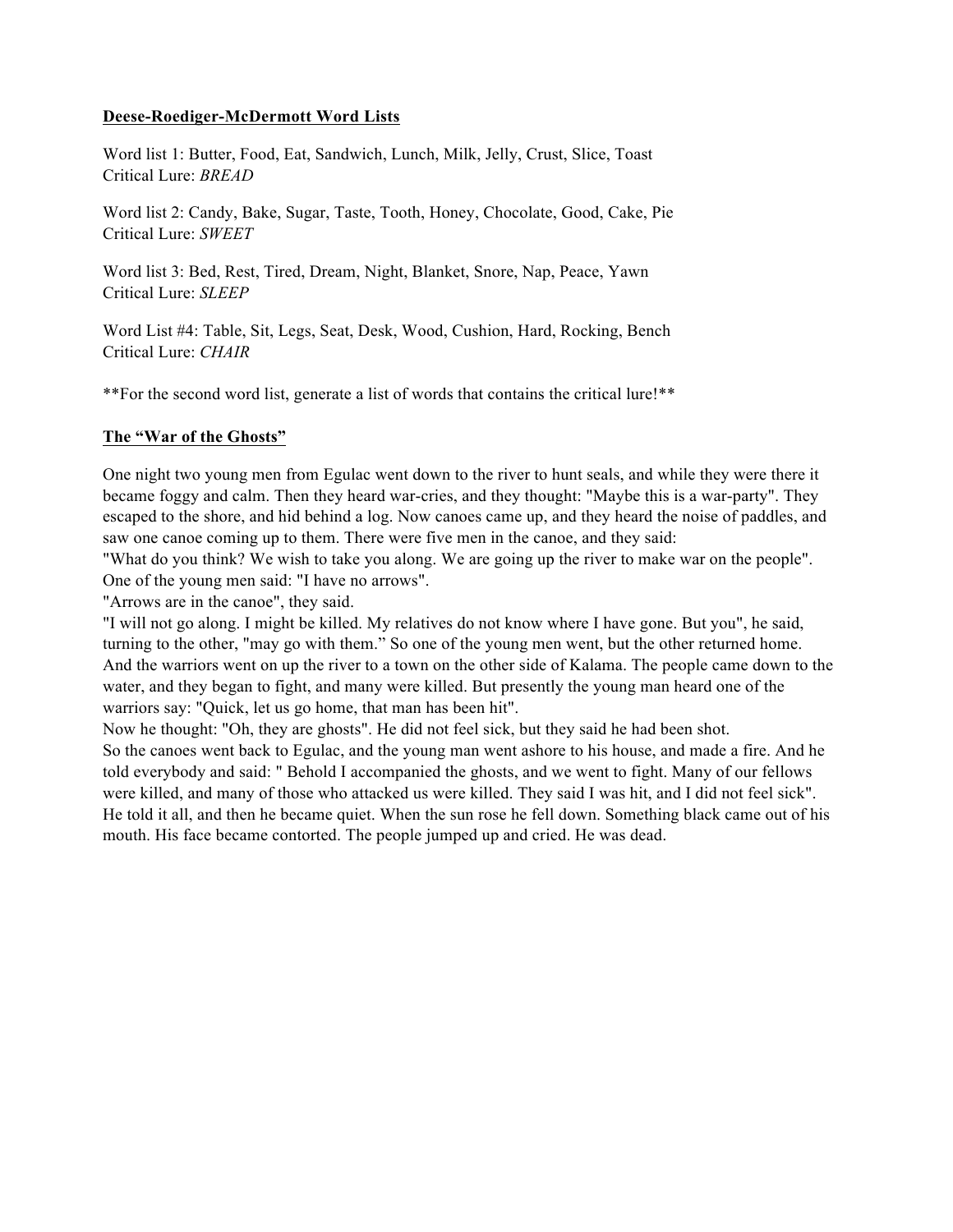**Deese-Roediger-McDermott Word Lists**

Word list 1: Butter, Food, Eat, Sandwich, Lunch, Milk, Jelly, Crust, Slice, Toast
Critical Lure: *BREAD*

Word list 2: Candy, Bake, Sugar, Taste, Tooth, Honey, Chocolate, Good, Cake, Pie
Critical Lure: *SWEET*

Word list 3: Bed, Rest, Tired, Dream, Night, Blanket, Snore, Nap, Peace, Yawn
Critical Lure: *SLEEP*

Word List #4: Table, Sit, Legs, Seat, Desk, Wood, Cushion, Hard, Rocking, Bench
Critical Lure: *CHAIR*

**For the second word list, generate a list of words that contains the critical lure!**

**The "War of the Ghosts"**

One night two young men from Egulac went down to the river to hunt seals, and while they were there it became foggy and calm. Then they heard war-cries, and they thought: "Maybe this is a war-party". They escaped to the shore, and hid behind a log. Now canoes came up, and they heard the noise of paddles, and saw one canoe coming up to them. There were five men in the canoe, and they said:
"What do you think? We wish to take you along. We are going up the river to make war on the people".
One of the young men said: "I have no arrows".
"Arrows are in the canoe", they said.
"I will not go along. I might be killed. My relatives do not know where I have gone. But you", he said, turning to the other, "may go with them." So one of the young men went, but the other returned home.
And the warriors went on up the river to a town on the other side of Kalama. The people came down to the water, and they began to fight, and many were killed. But presently the young man heard one of the warriors say: "Quick, let us go home, that man has been hit".
Now he thought: "Oh, they are ghosts". He did not feel sick, but they said he had been shot.
So the canoes went back to Egulac, and the young man went ashore to his house, and made a fire. And he told everybody and said: " Behold I accompanied the ghosts, and we went to fight. Many of our fellows were killed, and many of those who attacked us were killed. They said I was hit, and I did not feel sick".
He told it all, and then he became quiet. When the sun rose he fell down. Something black came out of his mouth. His face became contorted. The people jumped up and cried. He was dead.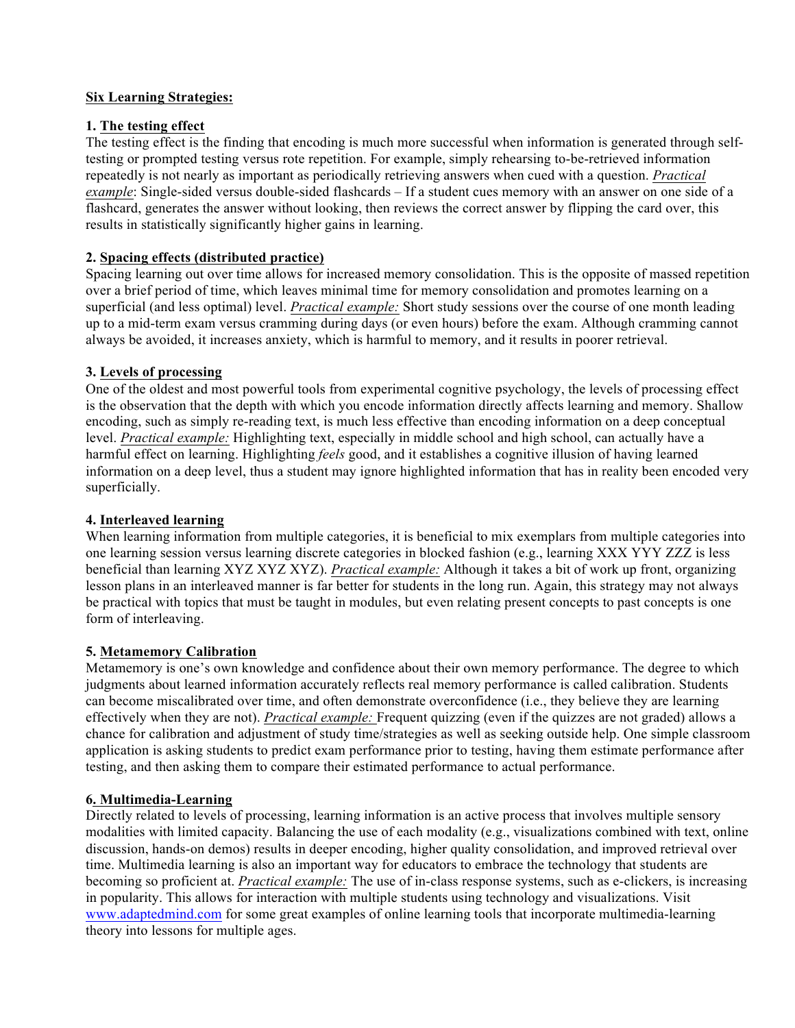**Six Learning Strategies:**

**1. The testing effect**

The testing effect is the finding that encoding is much more successful when information is generated through self-testing or prompted testing versus rote repetition. For example, simply rehearsing to-be-retrieved information repeatedly is not nearly as important as periodically retrieving answers when cued with a question. *Practical example*: Single-sided versus double-sided flashcards – If a student cues memory with an answer on one side of a flashcard, generates the answer without looking, then reviews the correct answer by flipping the card over, this results in statistically significantly higher gains in learning.

**2. Spacing effects (distributed practice)**

Spacing learning out over time allows for increased memory consolidation. This is the opposite of massed repetition over a brief period of time, which leaves minimal time for memory consolidation and promotes learning on a superficial (and less optimal) level. *Practical example:* Short study sessions over the course of one month leading up to a mid-term exam versus cramming during days (or even hours) before the exam. Although cramming cannot always be avoided, it increases anxiety, which is harmful to memory, and it results in poorer retrieval.

**3. Levels of processing**

One of the oldest and most powerful tools from experimental cognitive psychology, the levels of processing effect is the observation that the depth with which you encode information directly affects learning and memory. Shallow encoding, such as simply re-reading text, is much less effective than encoding information on a deep conceptual level. *Practical example:* Highlighting text, especially in middle school and high school, can actually have a harmful effect on learning. Highlighting *feels* good, and it establishes a cognitive illusion of having learned information on a deep level, thus a student may ignore highlighted information that has in reality been encoded very superficially.

**4. Interleaved learning**

When learning information from multiple categories, it is beneficial to mix exemplars from multiple categories into one learning session versus learning discrete categories in blocked fashion (e.g., learning XXX YYY ZZZ is less beneficial than learning XYZ XYZ XYZ). *Practical example:* Although it takes a bit of work up front, organizing lesson plans in an interleaved manner is far better for students in the long run. Again, this strategy may not always be practical with topics that must be taught in modules, but even relating present concepts to past concepts is one form of interleaving.

**5. Metamemory Calibration**

Metamemory is one's own knowledge and confidence about their own memory performance. The degree to which judgments about learned information accurately reflects real memory performance is called calibration. Students can become miscalibrated over time, and often demonstrate overconfidence (i.e., they believe they are learning effectively when they are not). *Practical example:* Frequent quizzing (even if the quizzes are not graded) allows a chance for calibration and adjustment of study time/strategies as well as seeking outside help. One simple classroom application is asking students to predict exam performance prior to testing, having them estimate performance after testing, and then asking them to compare their estimated performance to actual performance.

**6. Multimedia-Learning**

Directly related to levels of processing, learning information is an active process that involves multiple sensory modalities with limited capacity. Balancing the use of each modality (e.g., visualizations combined with text, online discussion, hands-on demos) results in deeper encoding, higher quality consolidation, and improved retrieval over time. Multimedia learning is also an important way for educators to embrace the technology that students are becoming so proficient at. *Practical example:* The use of in-class response systems, such as e-clickers, is increasing in popularity. This allows for interaction with multiple students using technology and visualizations. Visit www.adaptedmind.com for some great examples of online learning tools that incorporate multimedia-learning theory into lessons for multiple ages.